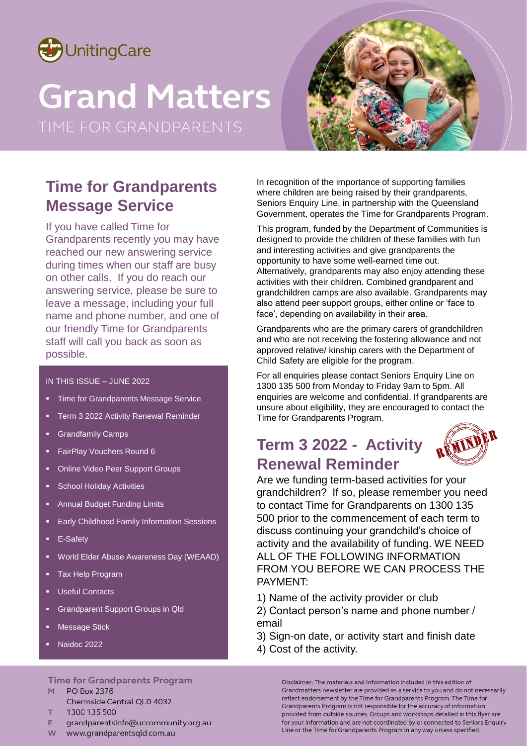UnitingCare

# Grand Matters

TIME FOR GRANDPARENTS

## Time for Grandparents Message Service

If you have called Time for Grandparents recently you may have reached our new answering service during times when our staff are busy on other calls. If you do reach our answering service, please be sure to leave a message, including your full name and phone number, and one of our friendly Time for Grandparents staff will call you back as soon as possible.

IN THIS ISSUE – JUNE 2022

- Time for Grandparents Message Service
- Term 3 2022 Activity Renewal Reminder
- Grandfamily Camps
- FairPlay Vouchers Round 6
- Online Video Peer Support Groups
- School Holiday Activities
- Annual Budget Funding Limits
- Early Childhood Family Information Sessions
- E-Safety
- World Elder Abuse Awareness Day (WEAAD)
- Tax Help Program
- Useful Contacts
- Grandparent Support Groups in Qld
- Message Stick
- Naidoc 2022

In recognition of the importance of supporting families where children are being raised by their grandparents, Seniors Enquiry Line, in partnership with the Queensland Government, operates the Time for Grandparents Program.

This program, funded by the Department of Communities is designed to provide the children of these families with fun and interesting activities and give grandparents the opportunity to have some well-earned time out. Alternatively, grandparents may also enjoy attending these activities with their children. Combined grandparent and grandchildren camps are also available. Grandparents may also attend peer support groups, either online or 'face to face', depending on availability in their area.

Grandparents who are the primary carers of grandchildren and who are not receiving the fostering allowance and not approved relative/ kinship carers with the Department of Child Safety are eligible for the program.

For all enquiries please contact Seniors Enquiry Line on 1300 135 500 from Monday to Friday 9am to 5pm. All enquiries are welcome and confidential. If grandparents are unsure about eligibility, they are encouraged to contact the Time for Grandparents Program.

## Term 3 2022 - Activity Renewal Reminder

REMINDER

Are we funding term-based activities for your grandchildren? If so, please remember you need to contact Time for Grandparents on 1300 135 500 prior to the commencement of each term to discuss continuing your grandchild's choice of activity and the availability of funding. WE NEED ALL OF THE FOLLOWING INFORMATION FROM YOU BEFORE WE CAN PROCESS THE PAYMENT:

1) Name of the activity provider or club
2) Contact person's name and phone number / email
3) Sign-on date, or activity start and finish date
4) Cost of the activity.

**Time for Grandparents Program**

M PO Box 2376
Chermside Central QLD 4032
T 1300 135 500
E grandparentsinfo@uccommunity.org.au
W www.grandparentsqld.com.au

Disclaimer: The materials and information included in this edition of Grandmatters newsletter are provided as a service to you and do not necessarily reflect endorsement by the Time for Grandparents Program. The Time for Grandparents Program is not responsible for the accuracy of information provided from outside sources. Groups and workshops detailed in this flyer are for your information and are not coordinated by or connected to Seniors Enquiry Line or the Time for Grandparents Program in any way unless specified.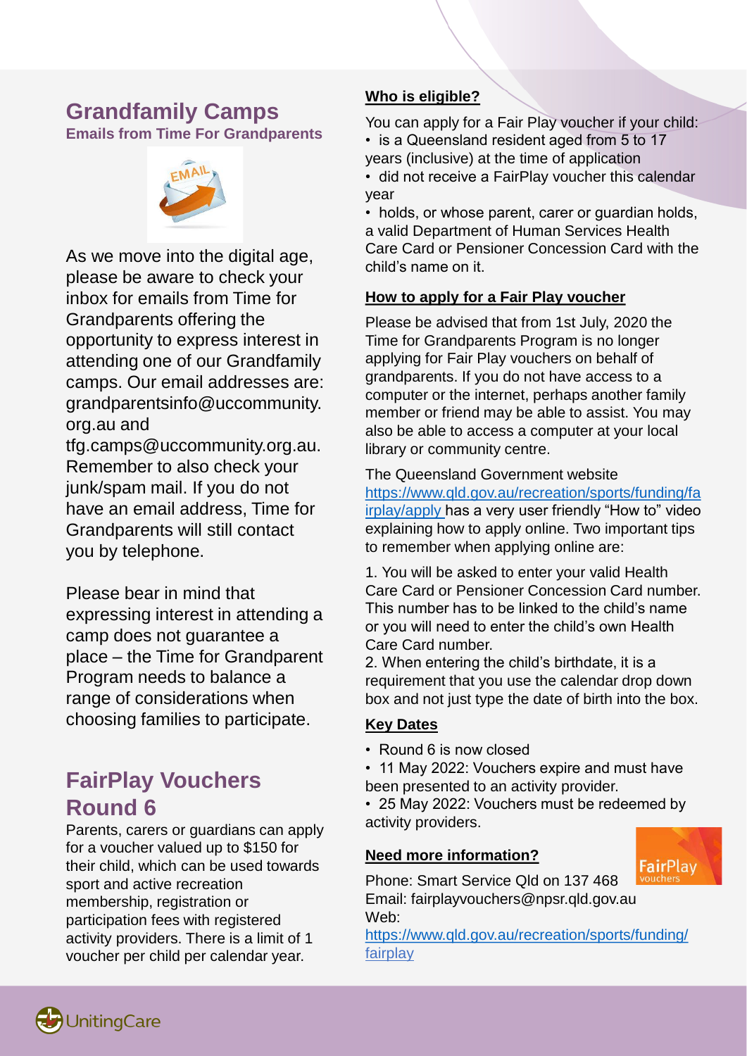## Grandfamily Camps

### Emails from Time For Grandparents

As we move into the digital age, please be aware to check your inbox for emails from Time for Grandparents offering the opportunity to express interest in attending one of our Grandfamily camps. Our email addresses are: grandparentsinfo@uccommunity.org.au and tfg.camps@uccommunity.org.au. Remember to also check your junk/spam mail. If you do not have an email address, Time for Grandparents will still contact you by telephone.

Please bear in mind that expressing interest in attending a camp does not guarantee a place – the Time for Grandparent Program needs to balance a range of considerations when choosing families to participate.

## FairPlay Vouchers Round 6

Parents, carers or guardians can apply for a voucher valued up to $150 for their child, which can be used towards sport and active recreation membership, registration or participation fees with registered activity providers. There is a limit of 1 voucher per child per calendar year.

**Who is eligible?**

You can apply for a Fair Play voucher if your child:

- is a Queensland resident aged from 5 to 17 years (inclusive) at the time of application
- did not receive a FairPlay voucher this calendar year
- holds, or whose parent, carer or guardian holds, a valid Department of Human Services Health Care Card or Pensioner Concession Card with the child's name on it.

**How to apply for a Fair Play voucher**

Please be advised that from 1st July, 2020 the Time for Grandparents Program is no longer applying for Fair Play vouchers on behalf of grandparents. If you do not have access to a computer or the internet, perhaps another family member or friend may be able to assist. You may also be able to access a computer at your local library or community centre.

The Queensland Government website https://www.qld.gov.au/recreation/sports/funding/fairplay/apply has a very user friendly "How to" video explaining how to apply online. Two important tips to remember when applying online are:

1. You will be asked to enter your valid Health Care Card or Pensioner Concession Card number. This number has to be linked to the child's name or you will need to enter the child's own Health Care Card number.
2. When entering the child's birthdate, it is a requirement that you use the calendar drop down box and not just type the date of birth into the box.

**Key Dates**

- Round 6 is now closed
- 11 May 2022: Vouchers expire and must have been presented to an activity provider.
- 25 May 2022: Vouchers must be redeemed by activity providers.

**Need more information?**

Phone: Smart Service Qld on 137 468
Email: fairplayvouchers@npsr.qld.gov.au
Web: https://www.qld.gov.au/recreation/sports/funding/fairplay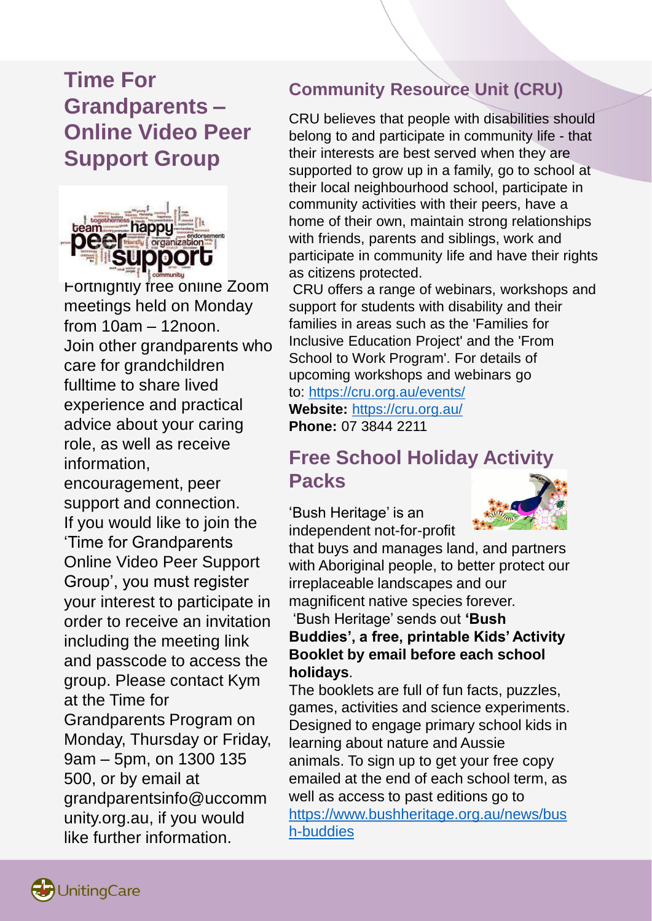## Time For Grandparents – Online Video Peer Support Group

Fortnightly free online Zoom meetings held on Monday from 10am – 12noon.

Join other grandparents who care for grandchildren fulltime to share lived experience and practical advice about your caring role, as well as receive information, encouragement, peer support and connection.

If you would like to join the 'Time for Grandparents Online Video Peer Support Group', you must register your interest to participate in order to receive an invitation including the meeting link and passcode to access the group. Please contact Kym at the Time for Grandparents Program on Monday, Thursday or Friday, 9am – 5pm, on 1300 135 500, or by email at grandparentsinfo@uccommunity.org.au, if you would like further information.

## Community Resource Unit (CRU)

CRU believes that people with disabilities should belong to and participate in community life - that their interests are best served when they are supported to grow up in a family, go to school at their local neighbourhood school, participate in community activities with their peers, have a home of their own, maintain strong relationships with friends, parents and siblings, work and participate in community life and have their rights as citizens protected.

CRU offers a range of webinars, workshops and support for students with disability and their families in areas such as the 'Families for Inclusive Education Project' and the 'From School to Work Program'. For details of upcoming workshops and webinars go to: https://cru.org.au/events/

**Website:** https://cru.org.au/

**Phone:** 07 3844 2211

## Free School Holiday Activity Packs

'Bush Heritage' is an independent not-for-profit that buys and manages land, and partners with Aboriginal people, to better protect our irreplaceable landscapes and our magnificent native species forever.

'Bush Heritage' sends out **'Bush Buddies', a free, printable Kids' Activity Booklet by email before each school holidays**.

The booklets are full of fun facts, puzzles, games, activities and science experiments. Designed to engage primary school kids in learning about nature and Aussie animals. To sign up to get your free copy emailed at the end of each school term, as well as access to past editions go to https://www.bushheritage.org.au/news/bush-buddies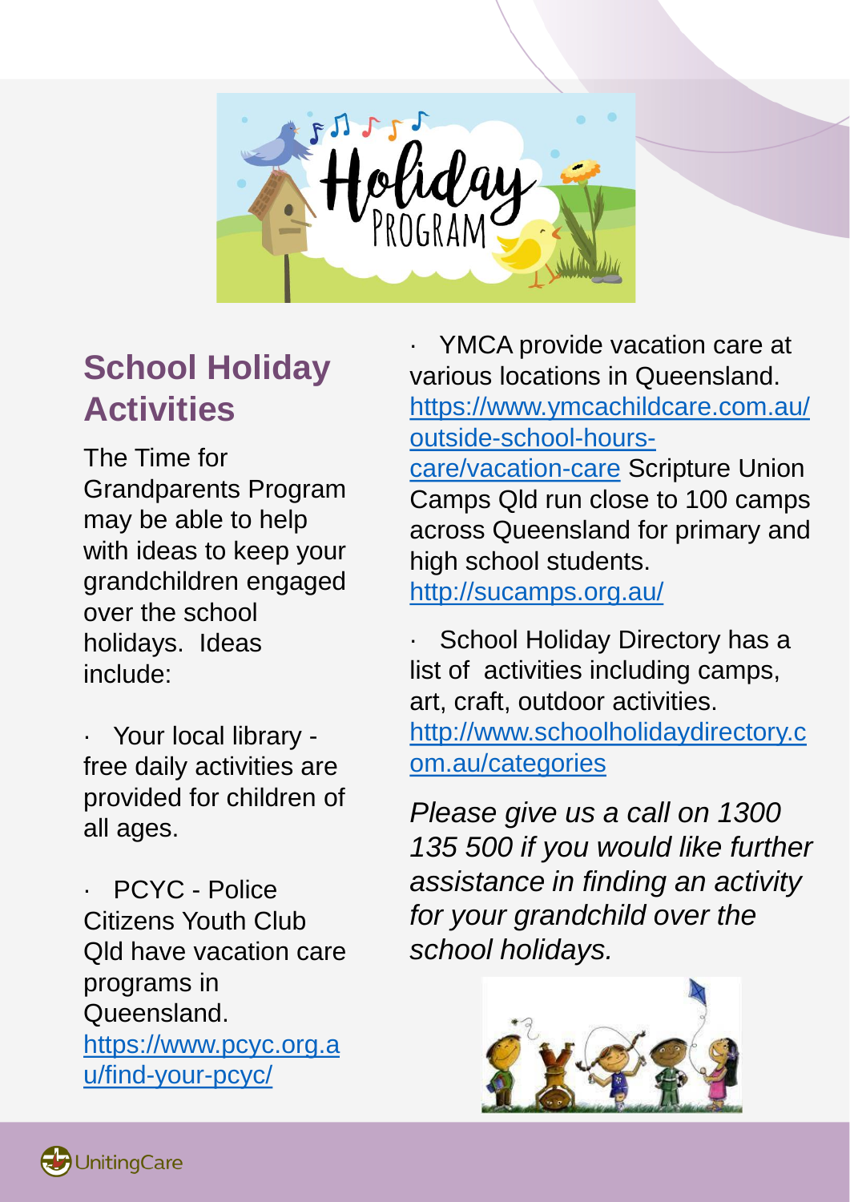## School Holiday Activities

The Time for Grandparents Program may be able to help with ideas to keep your grandchildren engaged over the school holidays. Ideas include:

- Your local library - free daily activities are provided for children of all ages.

- PCYC - Police Citizens Youth Club Qld have vacation care programs in Queensland. https://www.pcyc.org.au/find-your-pcyc/

- YMCA provide vacation care at various locations in Queensland. https://www.ymcachildcare.com.au/outside-school-hours-care/vacation-care Scripture Union Camps Qld run close to 100 camps across Queensland for primary and high school students. http://sucamps.org.au/

- School Holiday Directory has a list of activities including camps, art, craft, outdoor activities. http://www.schoolholidaydirectory.com.au/categories

*Please give us a call on 1300 135 500 if you would like further assistance in finding an activity for your grandchild over the school holidays.*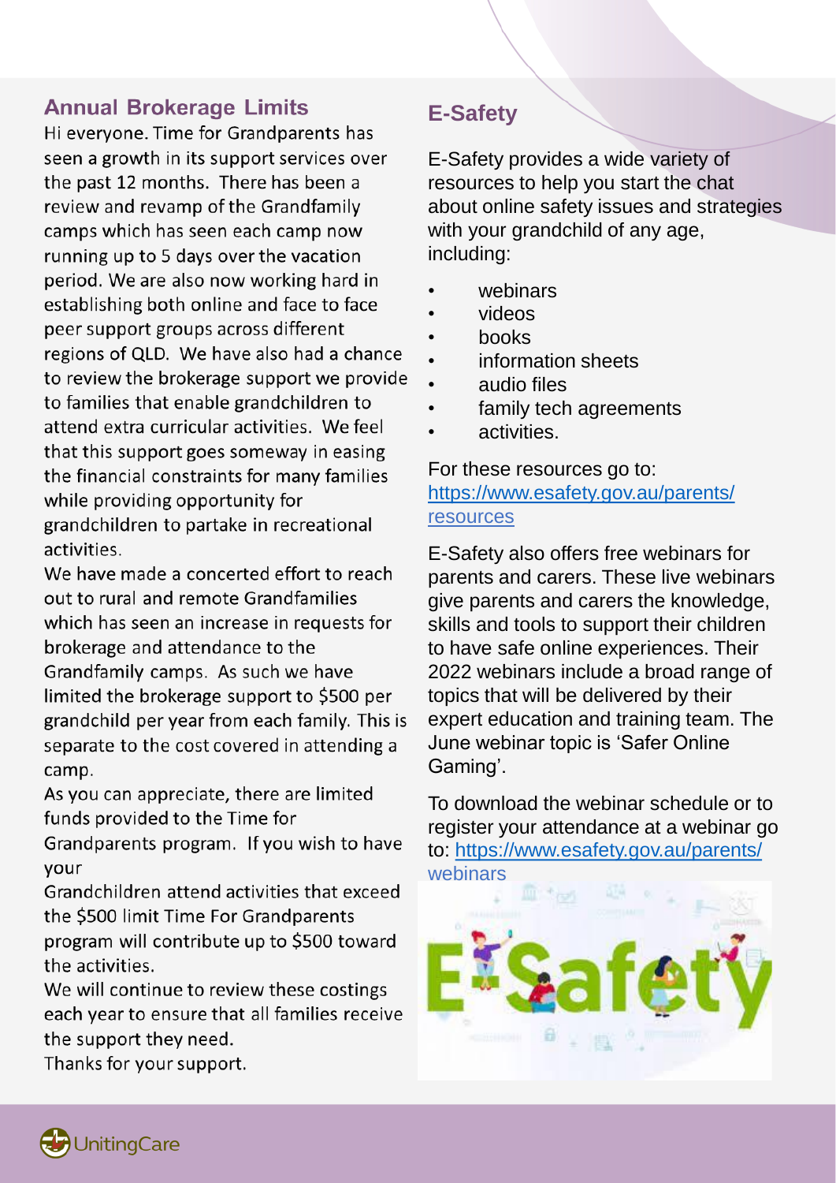## Annual Brokerage Limits

Hi everyone. Time for Grandparents has seen a growth in its support services over the past 12 months. There has been a review and revamp of the Grandfamily camps which has seen each camp now running up to 5 days over the vacation period. We are also now working hard in establishing both online and face to face peer support groups across different regions of QLD. We have also had a chance to review the brokerage support we provide to families that enable grandchildren to attend extra curricular activities. We feel that this support goes someway in easing the financial constraints for many families while providing opportunity for grandchildren to partake in recreational activities.

We have made a concerted effort to reach out to rural and remote Grandfamilies which has seen an increase in requests for brokerage and attendance to the Grandfamily camps. As such we have limited the brokerage support to $500 per grandchild per year from each family. This is separate to the cost covered in attending a camp.

As you can appreciate, there are limited funds provided to the Time for Grandparents program. If you wish to have your Grandchildren attend activities that exceed the $500 limit Time For Grandparents program will contribute up to $500 toward the activities.

We will continue to review these costings each year to ensure that all families receive the support they need.

Thanks for your support.

## E-Safety

E-Safety provides a wide variety of resources to help you start the chat about online safety issues and strategies with your grandchild of any age, including:

- webinars
- videos
- books
- information sheets
- audio files
- family tech agreements
- activities.

For these resources go to: https://www.esafety.gov.au/parents/resources

E-Safety also offers free webinars for parents and carers. These live webinars give parents and carers the knowledge, skills and tools to support their children to have safe online experiences. Their 2022 webinars include a broad range of topics that will be delivered by their expert education and training team. The June webinar topic is 'Safer Online Gaming'.

To download the webinar schedule or to register your attendance at a webinar go to: https://www.esafety.gov.au/parents/webinars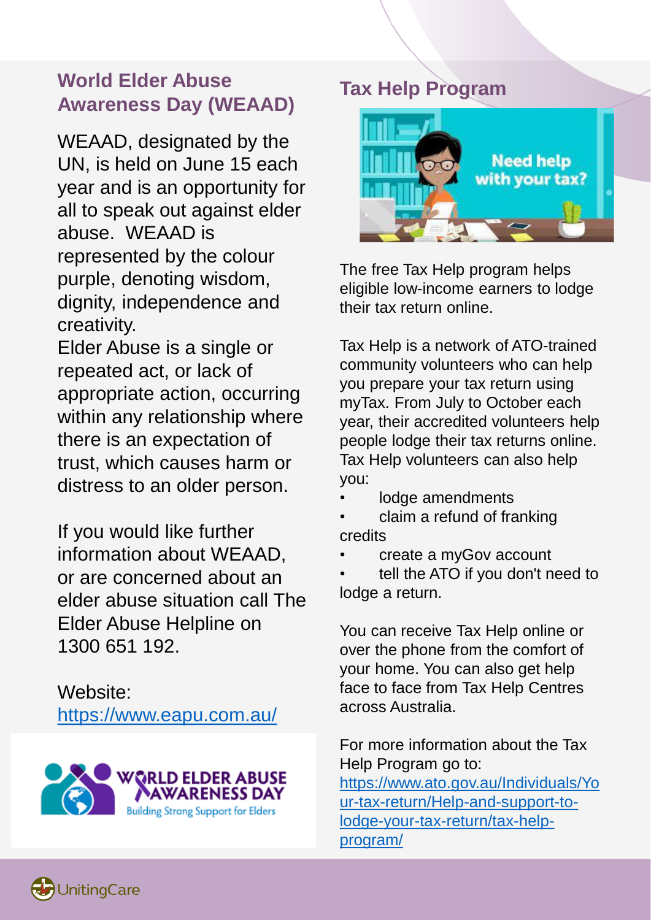## World Elder Abuse Awareness Day (WEAAD)

WEAAD, designated by the UN, is held on June 15 each year and is an opportunity for all to speak out against elder abuse. WEAAD is represented by the colour purple, denoting wisdom, dignity, independence and creativity.

Elder Abuse is a single or repeated act, or lack of appropriate action, occurring within any relationship where there is an expectation of trust, which causes harm or distress to an older person.

If you would like further information about WEAAD, or are concerned about an elder abuse situation call The Elder Abuse Helpline on 1300 651 192.

Website: https://www.eapu.com.au/

## Tax Help Program

The free Tax Help program helps eligible low-income earners to lodge their tax return online.

Tax Help is a network of ATO-trained community volunteers who can help you prepare your tax return using myTax. From July to October each year, their accredited volunteers help people lodge their tax returns online. Tax Help volunteers can also help you:

- lodge amendments
- claim a refund of franking credits
- create a myGov account
- tell the ATO if you don't need to lodge a return.

You can receive Tax Help online or over the phone from the comfort of your home. You can also get help face to face from Tax Help Centres across Australia.

For more information about the Tax Help Program go to: https://www.ato.gov.au/Individuals/Your-tax-return/Help-and-support-to-lodge-your-tax-return/tax-help-program/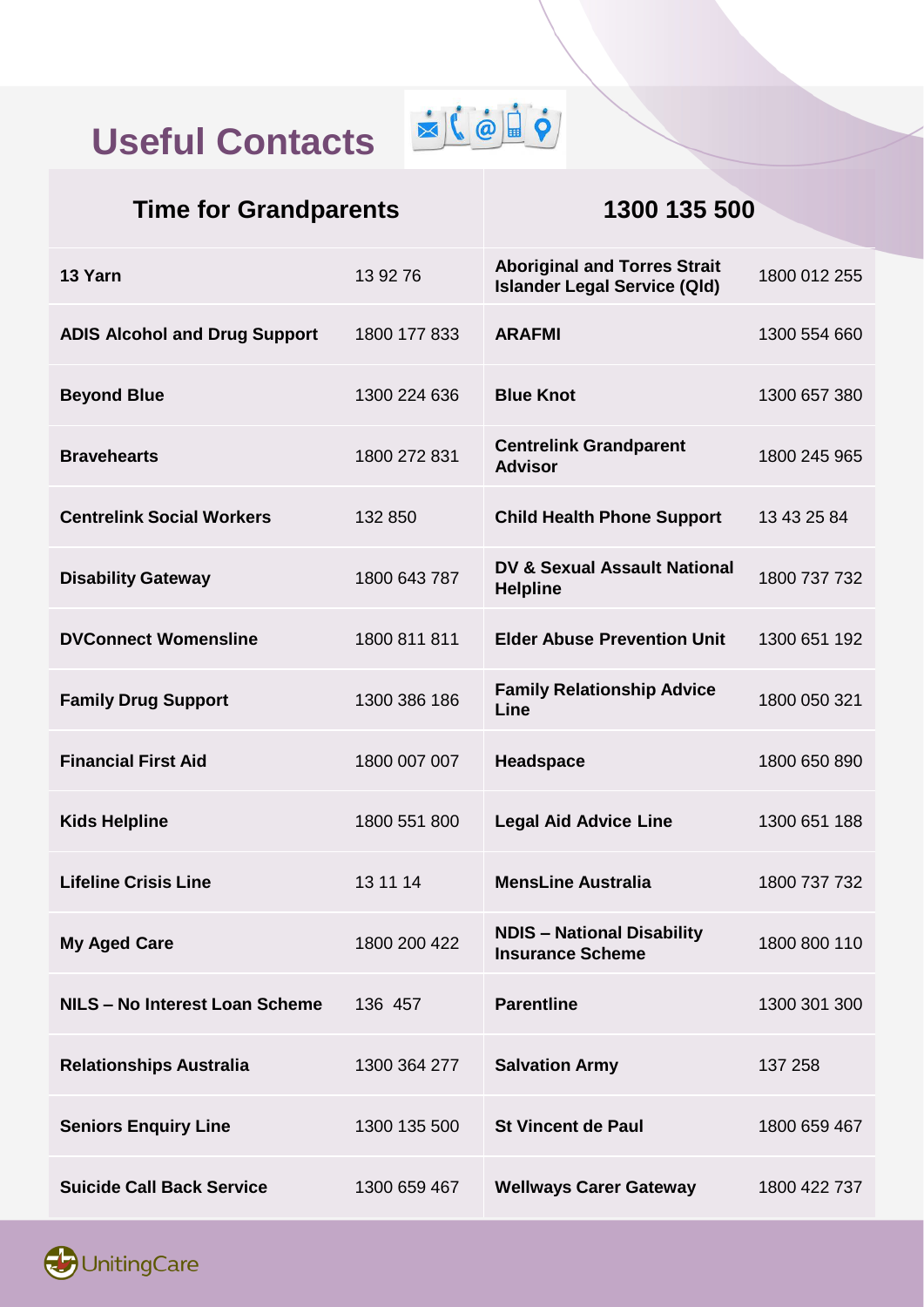# Useful Contacts

| Time for Grandparents | | 1300 135 500 | |
|---|---|---|---|
| **13 Yarn** | 13 92 76 | **Aboriginal and Torres Strait Islander Legal Service (Qld)** | 1800 012 255 |
| **ADIS Alcohol and Drug Support** | 1800 177 833 | **ARAFMI** | 1300 554 660 |
| **Beyond Blue** | 1300 224 636 | **Blue Knot** | 1300 657 380 |
| **Bravehearts** | 1800 272 831 | **Centrelink Grandparent Advisor** | 1800 245 965 |
| **Centrelink Social Workers** | 132 850 | **Child Health Phone Support** | 13 43 25 84 |
| **Disability Gateway** | 1800 643 787 | **DV & Sexual Assault National Helpline** | 1800 737 732 |
| **DVConnect Womensline** | 1800 811 811 | **Elder Abuse Prevention Unit** | 1300 651 192 |
| **Family Drug Support** | 1300 386 186 | **Family Relationship Advice Line** | 1800 050 321 |
| **Financial First Aid** | 1800 007 007 | **Headspace** | 1800 650 890 |
| **Kids Helpline** | 1800 551 800 | **Legal Aid Advice Line** | 1300 651 188 |
| **Lifeline Crisis Line** | 13 11 14 | **MensLine Australia** | 1800 737 732 |
| **My Aged Care** | 1800 200 422 | **NDIS – National Disability Insurance Scheme** | 1800 800 110 |
| **NILS – No Interest Loan Scheme** | 136 457 | **Parentline** | 1300 301 300 |
| **Relationships Australia** | 1300 364 277 | **Salvation Army** | 137 258 |
| **Seniors Enquiry Line** | 1300 135 500 | **St Vincent de Paul** | 1800 659 467 |
| **Suicide Call Back Service** | 1300 659 467 | **Wellways Carer Gateway** | 1800 422 737 |

UnitingCare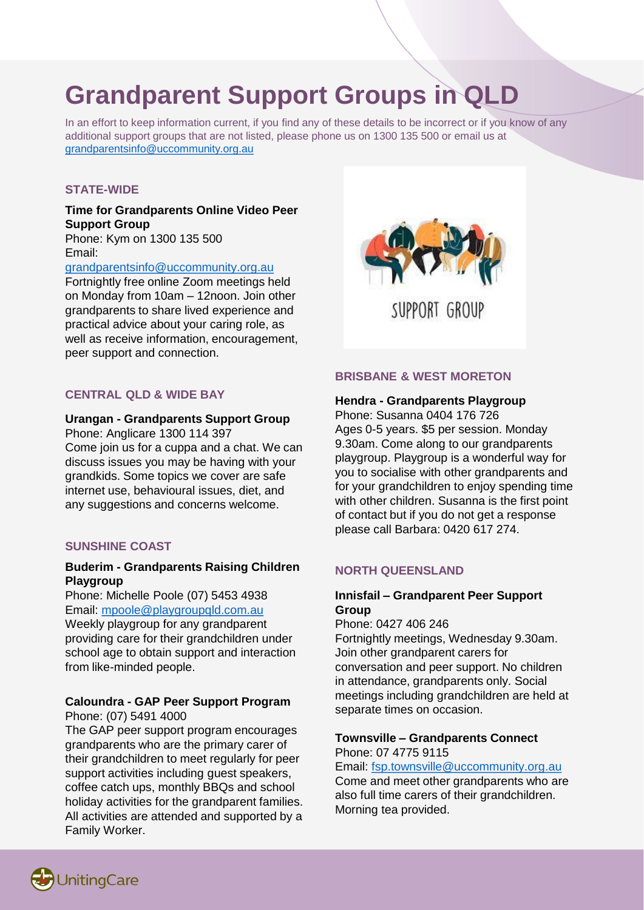# Grandparent Support Groups in QLD

In an effort to keep information current, if you find any of these details to be incorrect or if you know of any additional support groups that are not listed, please phone us on 1300 135 500 or email us at grandparentsinfo@uccommunity.org.au

## STATE-WIDE

### Time for Grandparents Online Video Peer Support Group

Phone: Kym on 1300 135 500
Email: grandparentsinfo@uccommunity.org.au
Fortnightly free online Zoom meetings held on Monday from 10am – 12noon. Join other grandparents to share lived experience and practical advice about your caring role, as well as receive information, encouragement, peer support and connection.

## CENTRAL QLD & WIDE BAY

### Urangan - Grandparents Support Group

Phone: Anglicare 1300 114 397
Come join us for a cuppa and a chat. We can discuss issues you may be having with your grandkids. Some topics we cover are safe internet use, behavioural issues, diet, and any suggestions and concerns welcome.

## SUNSHINE COAST

### Buderim - Grandparents Raising Children Playgroup

Phone: Michelle Poole (07) 5453 4938
Email: mpoole@playgroupqld.com.au
Weekly playgroup for any grandparent providing care for their grandchildren under school age to obtain support and interaction from like-minded people.

### Caloundra - GAP Peer Support Program

Phone: (07) 5491 4000
The GAP peer support program encourages grandparents who are the primary carer of their grandchildren to meet regularly for peer support activities including guest speakers, coffee catch ups, monthly BBQs and school holiday activities for the grandparent families. All activities are attended and supported by a Family Worker.

## BRISBANE & WEST MORETON

### Hendra - Grandparents Playgroup

Phone: Susanna 0404 176 726
Ages 0-5 years. $5 per session. Monday 9.30am. Come along to our grandparents playgroup. Playgroup is a wonderful way for you to socialise with other grandparents and for your grandchildren to enjoy spending time with other children. Susanna is the first point of contact but if you do not get a response please call Barbara: 0420 617 274.

## NORTH QUEENSLAND

### Innisfail – Grandparent Peer Support Group

Phone: 0427 406 246
Fortnightly meetings, Wednesday 9.30am. Join other grandparent carers for conversation and peer support. No children in attendance, grandparents only. Social meetings including grandchildren are held at separate times on occasion.

### Townsville – Grandparents Connect

Phone: 07 4775 9115
Email: fsp.townsville@uccommunity.org.au
Come and meet other grandparents who are also full time carers of their grandchildren. Morning tea provided.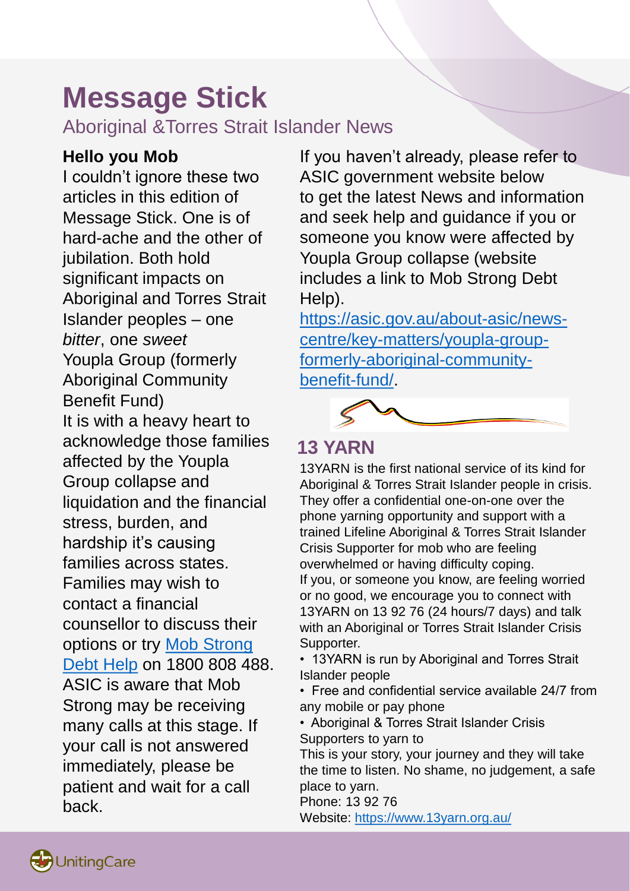# Message Stick

## Aboriginal &Torres Strait Islander News

**Hello you Mob**

I couldn't ignore these two articles in this edition of Message Stick. One is of hard-ache and the other of jubilation. Both hold significant impacts on Aboriginal and Torres Strait Islander peoples – one *bitter*, one *sweet*

Youpla Group (formerly Aboriginal Community Benefit Fund)

It is with a heavy heart to acknowledge those families affected by the Youpla Group collapse and liquidation and the financial stress, burden, and hardship it's causing families across states. Families may wish to contact a financial counsellor to discuss their options or try Mob Strong Debt Help on 1800 808 488. ASIC is aware that Mob Strong may be receiving many calls at this stage. If your call is not answered immediately, please be patient and wait for a call back.

If you haven't already, please refer to ASIC government website below to get the latest News and information and seek help and guidance if you or someone you know were affected by Youpla Group collapse (website includes a link to Mob Strong Debt Help).

https://asic.gov.au/about-asic/news-centre/key-matters/youpla-group-formerly-aboriginal-community-benefit-fund/.

## 13 YARN

13YARN is the first national service of its kind for Aboriginal & Torres Strait Islander people in crisis. They offer a confidential one-on-one over the phone yarning opportunity and support with a trained Lifeline Aboriginal & Torres Strait Islander Crisis Supporter for mob who are feeling overwhelmed or having difficulty coping.

If you, or someone you know, are feeling worried or no good, we encourage you to connect with 13YARN on 13 92 76 (24 hours/7 days) and talk with an Aboriginal or Torres Strait Islander Crisis Supporter.

- 13YARN is run by Aboriginal and Torres Strait Islander people
- Free and confidential service available 24/7 from any mobile or pay phone
- Aboriginal & Torres Strait Islander Crisis Supporters to yarn to

This is your story, your journey and they will take the time to listen. No shame, no judgement, a safe place to yarn.

Phone: 13 92 76

Website: https://www.13yarn.org.au/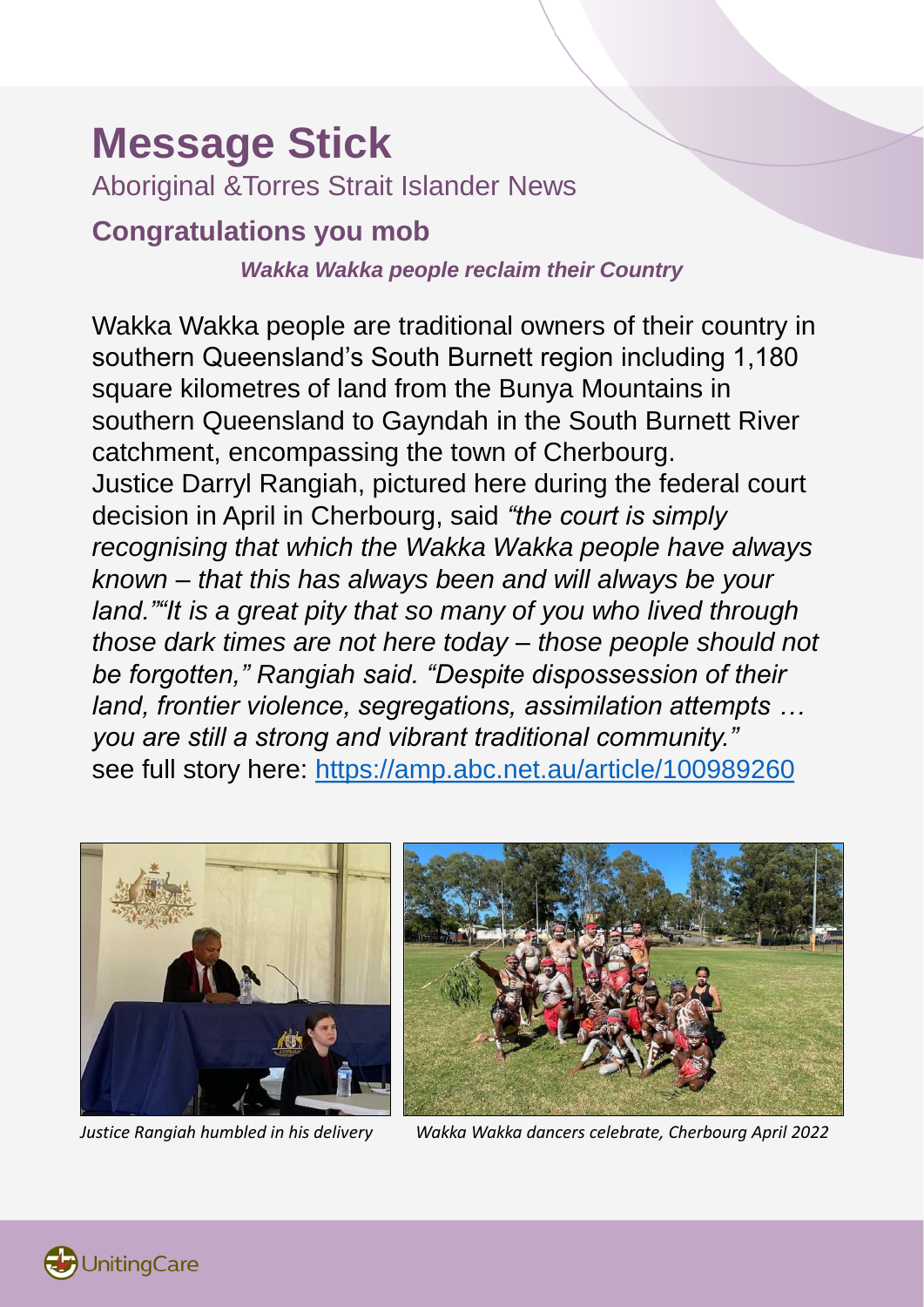# Message Stick

Aboriginal &Torres Strait Islander News

## Congratulations you mob

***Wakka Wakka people reclaim their Country***

Wakka Wakka people are traditional owners of their country in southern Queensland's South Burnett region including 1,180 square kilometres of land from the Bunya Mountains in southern Queensland to Gayndah in the South Burnett River catchment, encompassing the town of Cherbourg.

Justice Darryl Rangiah, pictured here during the federal court decision in April in Cherbourg, said *"the court is simply recognising that which the Wakka Wakka people have always known – that this has always been and will always be your land.""It is a great pity that so many of you who lived through those dark times are not here today – those people should not be forgotten," Rangiah said. "Despite dispossession of their land, frontier violence, segregations, assimilation attempts … you are still a strong and vibrant traditional community."*

see full story here: https://amp.abc.net.au/article/100989260

*Justice Rangiah humbled in his delivery*

*Wakka Wakka dancers celebrate, Cherbourg April 2022*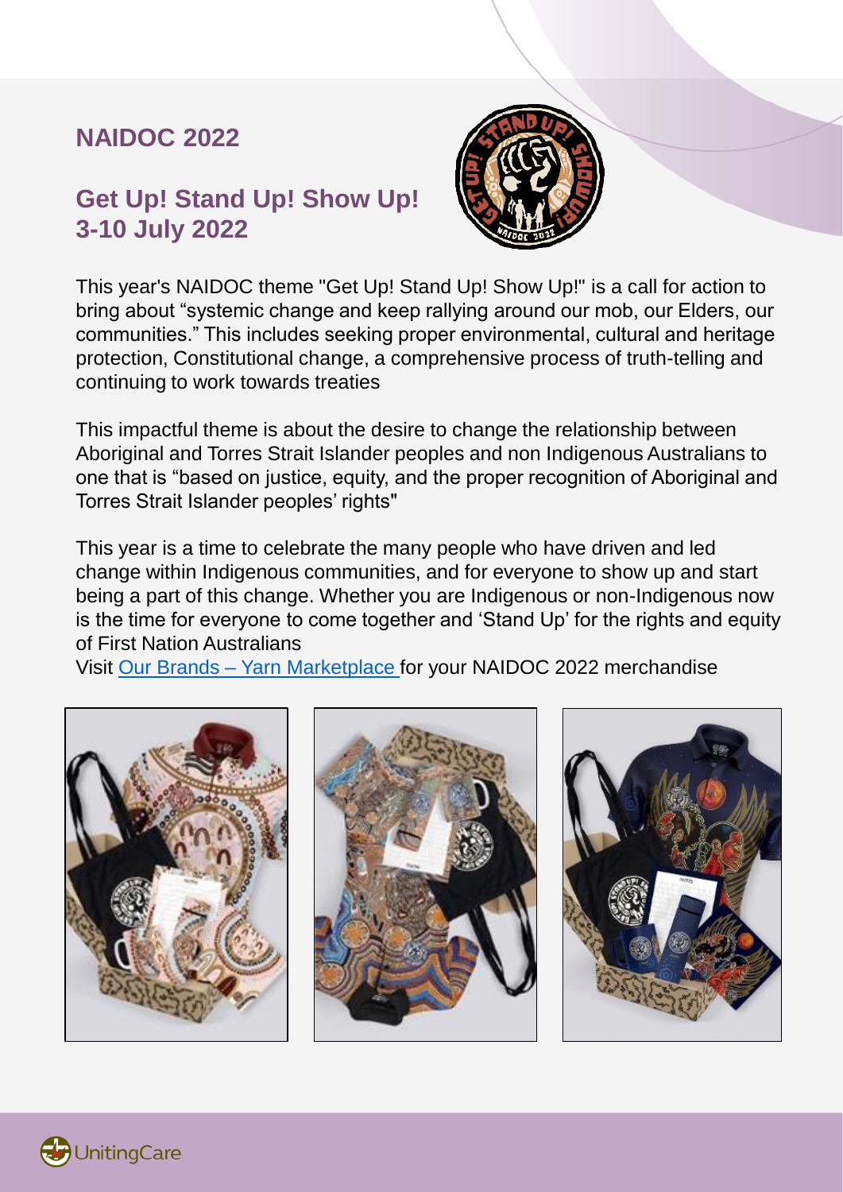## NAIDOC 2022

## Get Up! Stand Up! Show Up!
## 3-10 July 2022

This year's NAIDOC theme "Get Up! Stand Up! Show Up!" is a call for action to bring about "systemic change and keep rallying around our mob, our Elders, our communities." This includes seeking proper environmental, cultural and heritage protection, Constitutional change, a comprehensive process of truth-telling and continuing to work towards treaties

This impactful theme is about the desire to change the relationship between Aboriginal and Torres Strait Islander peoples and non Indigenous Australians to one that is "based on justice, equity, and the proper recognition of Aboriginal and Torres Strait Islander peoples' rights"

This year is a time to celebrate the many people who have driven and led change within Indigenous communities, and for everyone to show up and start being a part of this change. Whether you are Indigenous or non-Indigenous now is the time for everyone to come together and 'Stand Up' for the rights and equity of First Nation Australians

Visit [Our Brands – Yarn Marketplace](#) for your NAIDOC 2022 merchandise